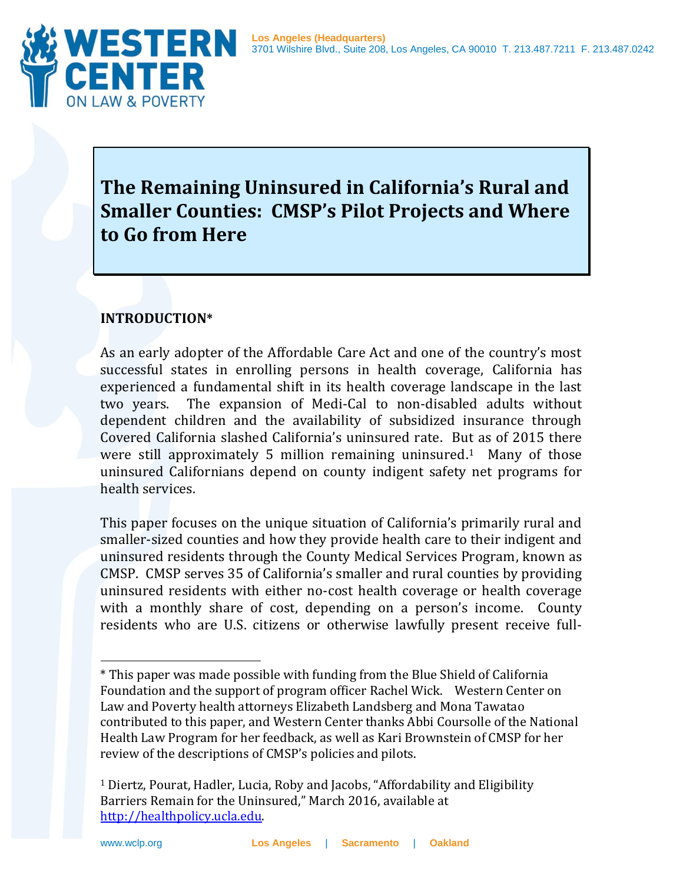# The Remaining Uninsured in California's Rural and Smaller Counties: CMSP's Pilot Projects and Where to Go from Here

## INTRODUCTION*

As an early adopter of the Affordable Care Act and one of the country's most successful states in enrolling persons in health coverage, California has experienced a fundamental shift in its health coverage landscape in the last two years. The expansion of Medi-Cal to non-disabled adults without dependent children and the availability of subsidized insurance through Covered California slashed California's uninsured rate. But as of 2015 there were still approximately 5 million remaining uninsured.[1] Many of those uninsured Californians depend on county indigent safety net programs for health services.

This paper focuses on the unique situation of California's primarily rural and smaller-sized counties and how they provide health care to their indigent and uninsured residents through the County Medical Services Program, known as CMSP. CMSP serves 35 of California's smaller and rural counties by providing uninsured residents with either no-cost health coverage or health coverage with a monthly share of cost, depending on a person's income. County residents who are U.S. citizens or otherwise lawfully present receive full-

---

* This paper was made possible with funding from the Blue Shield of California Foundation and the support of program officer Rachel Wick. Western Center on Law and Poverty health attorneys Elizabeth Landsberg and Mona Tawatao contributed to this paper, and Western Center thanks Abbi Coursolle of the National Health Law Program for her feedback, as well as Kari Brownstein of CMSP for her review of the descriptions of CMSP's policies and pilots.

[1] Diertz, Pourat, Hadler, Lucia, Roby and Jacobs, "Affordability and Eligibility Barriers Remain for the Uninsured," March 2016, available at http://healthpolicy.ucla.edu.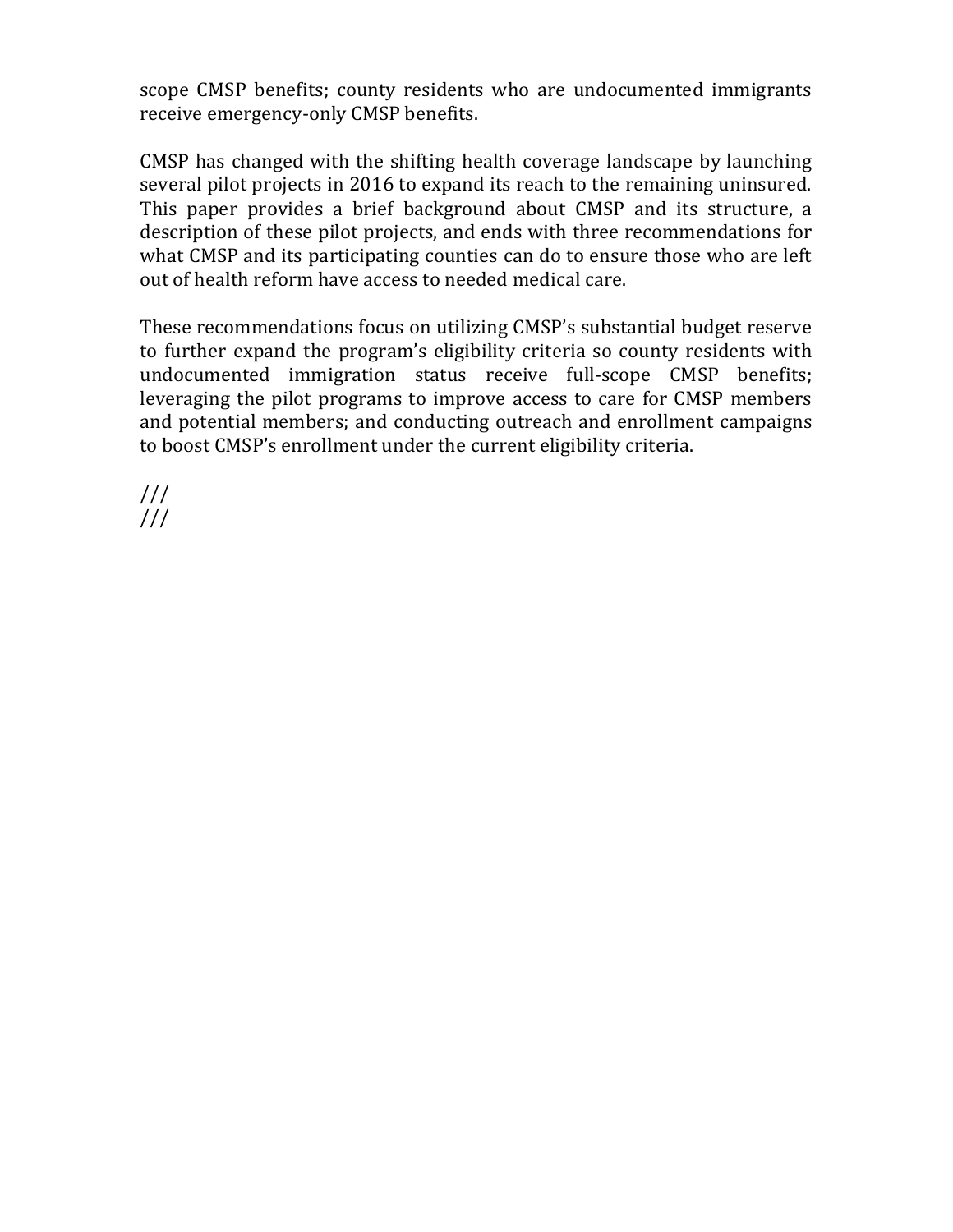scope CMSP benefits; county residents who are undocumented immigrants receive emergency-only CMSP benefits.

CMSP has changed with the shifting health coverage landscape by launching several pilot projects in 2016 to expand its reach to the remaining uninsured. This paper provides a brief background about CMSP and its structure, a description of these pilot projects, and ends with three recommendations for what CMSP and its participating counties can do to ensure those who are left out of health reform have access to needed medical care.

These recommendations focus on utilizing CMSP's substantial budget reserve to further expand the program's eligibility criteria so county residents with undocumented immigration status receive full-scope CMSP benefits; leveraging the pilot programs to improve access to care for CMSP members and potential members; and conducting outreach and enrollment campaigns to boost CMSP's enrollment under the current eligibility criteria.

///
///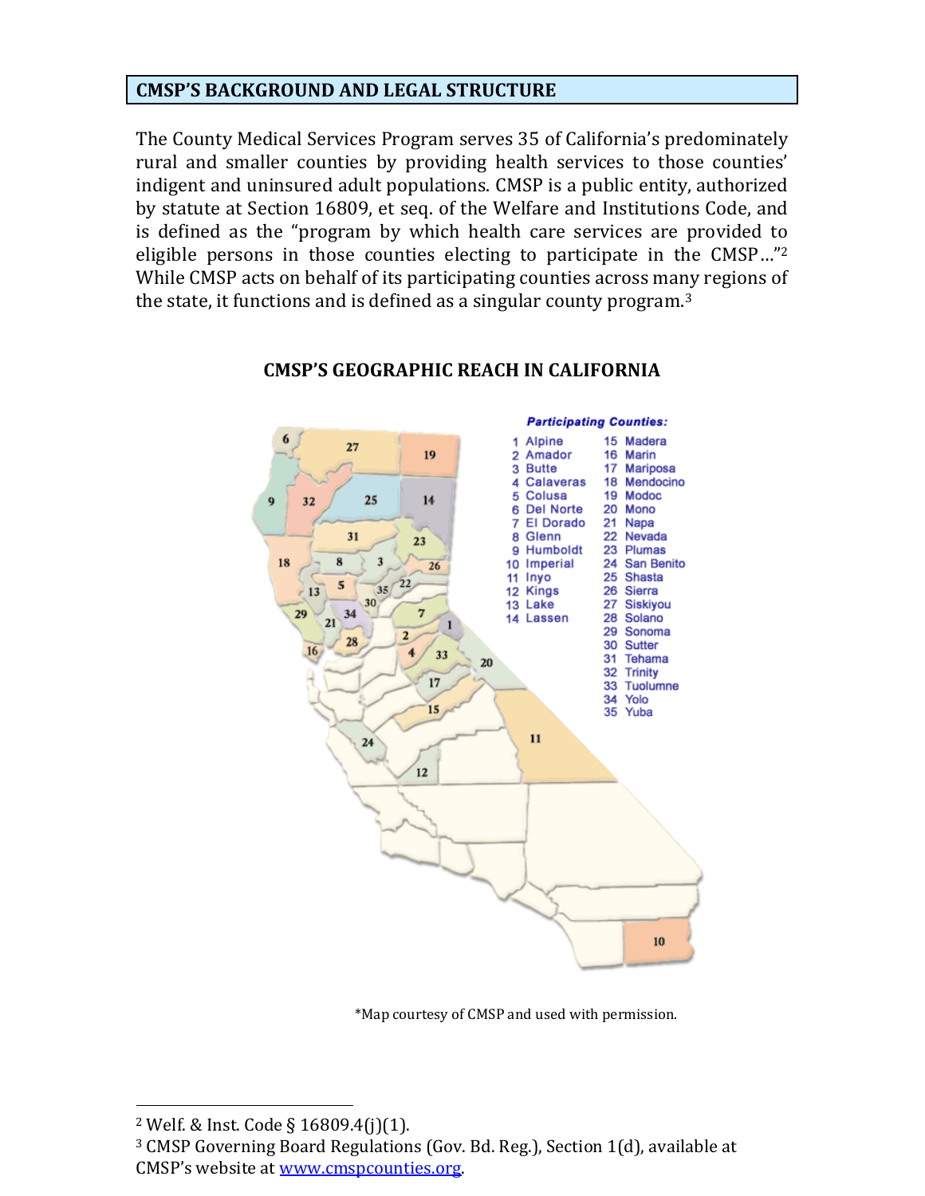## CMSP'S BACKGROUND AND LEGAL STRUCTURE

The County Medical Services Program serves 35 of California's predominately rural and smaller counties by providing health services to those counties' indigent and uninsured adult populations. CMSP is a public entity, authorized by statute at Section 16809, et seq. of the Welfare and Institutions Code, and is defined as the "program by which health care services are provided to eligible persons in those counties electing to participate in the CMSP…"[2] While CMSP acts on behalf of its participating counties across many regions of the state, it functions and is defined as a singular county program.[3]

### CMSP'S GEOGRAPHIC REACH IN CALIFORNIA

**Participating Counties:**

1 Alpine
2 Amador
3 Butte
4 Calaveras
5 Colusa
6 Del Norte
7 El Dorado
8 Glenn
9 Humboldt
10 Imperial
11 Inyo
12 Kings
13 Lake
14 Lassen
15 Madera
16 Marin
17 Mariposa
18 Mendocino
19 Modoc
20 Mono
21 Napa
22 Nevada
23 Plumas
24 San Benito
25 Shasta
26 Sierra
27 Siskiyou
28 Solano
29 Sonoma
30 Sutter
31 Tehama
32 Trinity
33 Tuolumne
34 Yolo
35 Yuba

*Map courtesy of CMSP and used with permission.

---

[2] Welf. & Inst. Code § 16809.4(j)(1).

[3] CMSP Governing Board Regulations (Gov. Bd. Reg.), Section 1(d), available at CMSP's website at www.cmspcounties.org.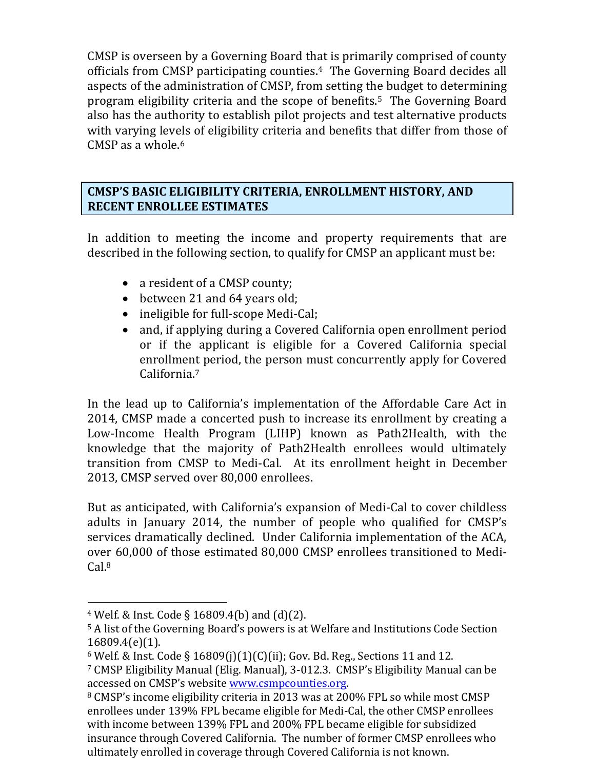CMSP is overseen by a Governing Board that is primarily comprised of county officials from CMSP participating counties.[4] The Governing Board decides all aspects of the administration of CMSP, from setting the budget to determining program eligibility criteria and the scope of benefits.[5] The Governing Board also has the authority to establish pilot projects and test alternative products with varying levels of eligibility criteria and benefits that differ from those of CMSP as a whole.[6]

## CMSP'S BASIC ELIGIBILITY CRITERIA, ENROLLMENT HISTORY, AND RECENT ENROLLEE ESTIMATES

In addition to meeting the income and property requirements that are described in the following section, to qualify for CMSP an applicant must be:

- a resident of a CMSP county;
- between 21 and 64 years old;
- ineligible for full-scope Medi-Cal;
- and, if applying during a Covered California open enrollment period or if the applicant is eligible for a Covered California special enrollment period, the person must concurrently apply for Covered California.[7]

In the lead up to California's implementation of the Affordable Care Act in 2014, CMSP made a concerted push to increase its enrollment by creating a Low-Income Health Program (LIHP) known as Path2Health, with the knowledge that the majority of Path2Health enrollees would ultimately transition from CMSP to Medi-Cal. At its enrollment height in December 2013, CMSP served over 80,000 enrollees.

But as anticipated, with California's expansion of Medi-Cal to cover childless adults in January 2014, the number of people who qualified for CMSP's services dramatically declined. Under California implementation of the ACA, over 60,000 of those estimated 80,000 CMSP enrollees transitioned to Medi-Cal.[8]

---

[4] Welf. & Inst. Code § 16809.4(b) and (d)(2).

[5] A list of the Governing Board's powers is at Welfare and Institutions Code Section 16809.4(e)(1).

[6] Welf. & Inst. Code § 16809(j)(1)(C)(ii); Gov. Bd. Reg., Sections 11 and 12.

[7] CMSP Eligibility Manual (Elig. Manual), 3-012.3. CMSP's Eligibility Manual can be accessed on CMSP's website www.csmpcounties.org.

[8] CMSP's income eligibility criteria in 2013 was at 200% FPL so while most CMSP enrollees under 139% FPL became eligible for Medi-Cal, the other CMSP enrollees with income between 139% FPL and 200% FPL became eligible for subsidized insurance through Covered California. The number of former CMSP enrollees who ultimately enrolled in coverage through Covered California is not known.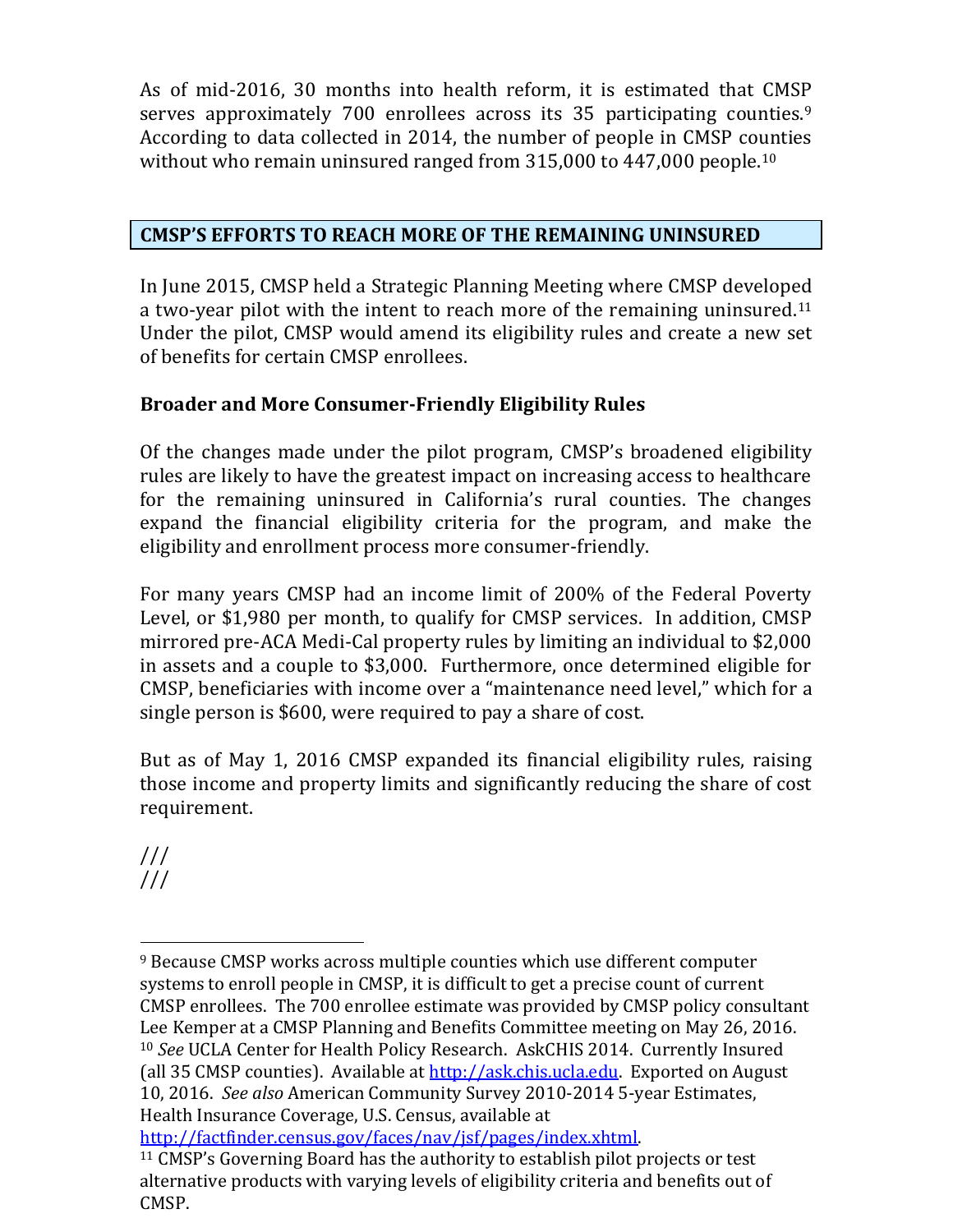As of mid-2016, 30 months into health reform, it is estimated that CMSP serves approximately 700 enrollees across its 35 participating counties.[9] According to data collected in 2014, the number of people in CMSP counties without who remain uninsured ranged from 315,000 to 447,000 people.[10]

## CMSP'S EFFORTS TO REACH MORE OF THE REMAINING UNINSURED

In June 2015, CMSP held a Strategic Planning Meeting where CMSP developed a two-year pilot with the intent to reach more of the remaining uninsured.[11] Under the pilot, CMSP would amend its eligibility rules and create a new set of benefits for certain CMSP enrollees.

### Broader and More Consumer-Friendly Eligibility Rules

Of the changes made under the pilot program, CMSP's broadened eligibility rules are likely to have the greatest impact on increasing access to healthcare for the remaining uninsured in California's rural counties. The changes expand the financial eligibility criteria for the program, and make the eligibility and enrollment process more consumer-friendly.

For many years CMSP had an income limit of 200% of the Federal Poverty Level, or $1,980 per month, to qualify for CMSP services. In addition, CMSP mirrored pre-ACA Medi-Cal property rules by limiting an individual to $2,000 in assets and a couple to $3,000. Furthermore, once determined eligible for CMSP, beneficiaries with income over a "maintenance need level," which for a single person is $600, were required to pay a share of cost.

But as of May 1, 2016 CMSP expanded its financial eligibility rules, raising those income and property limits and significantly reducing the share of cost requirement.

///
///

---

[9] Because CMSP works across multiple counties which use different computer systems to enroll people in CMSP, it is difficult to get a precise count of current CMSP enrollees. The 700 enrollee estimate was provided by CMSP policy consultant Lee Kemper at a CMSP Planning and Benefits Committee meeting on May 26, 2016.

[10] *See* UCLA Center for Health Policy Research. AskCHIS 2014. Currently Insured (all 35 CMSP counties). Available at http://ask.chis.ucla.edu. Exported on August 10, 2016. *See also* American Community Survey 2010-2014 5-year Estimates, Health Insurance Coverage, U.S. Census, available at http://factfinder.census.gov/faces/nav/jsf/pages/index.xhtml.

[11] CMSP's Governing Board has the authority to establish pilot projects or test alternative products with varying levels of eligibility criteria and benefits out of CMSP.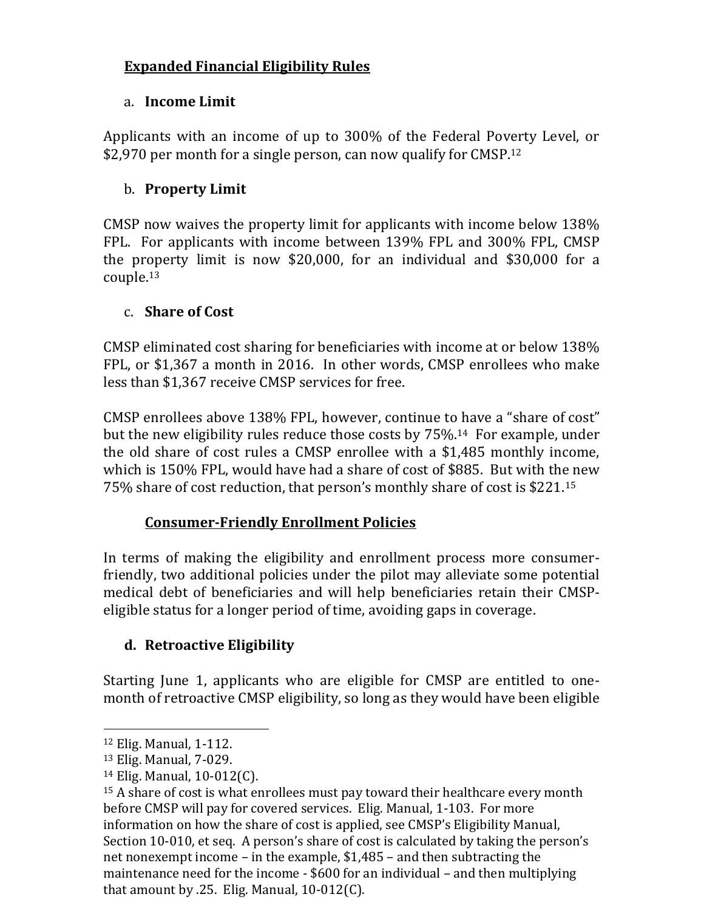## Expanded Financial Eligibility Rules

a. **Income Limit**

Applicants with an income of up to 300% of the Federal Poverty Level, or $2,970 per month for a single person, can now qualify for CMSP.[12]

b. **Property Limit**

CMSP now waives the property limit for applicants with income below 138% FPL. For applicants with income between 139% FPL and 300% FPL, CMSP the property limit is now $20,000, for an individual and $30,000 for a couple.[13]

c. **Share of Cost**

CMSP eliminated cost sharing for beneficiaries with income at or below 138% FPL, or $1,367 a month in 2016. In other words, CMSP enrollees who make less than $1,367 receive CMSP services for free.

CMSP enrollees above 138% FPL, however, continue to have a "share of cost" but the new eligibility rules reduce those costs by 75%.[14] For example, under the old share of cost rules a CMSP enrollee with a $1,485 monthly income, which is 150% FPL, would have had a share of cost of $885. But with the new 75% share of cost reduction, that person's monthly share of cost is $221.[15]

## Consumer-Friendly Enrollment Policies

In terms of making the eligibility and enrollment process more consumer-friendly, two additional policies under the pilot may alleviate some potential medical debt of beneficiaries and will help beneficiaries retain their CMSP-eligible status for a longer period of time, avoiding gaps in coverage.

**d. Retroactive Eligibility**

Starting June 1, applicants who are eligible for CMSP are entitled to one-month of retroactive CMSP eligibility, so long as they would have been eligible

---

[12] Elig. Manual, 1-112.

[13] Elig. Manual, 7-029.

[14] Elig. Manual, 10-012(C).

[15] A share of cost is what enrollees must pay toward their healthcare every month before CMSP will pay for covered services. Elig. Manual, 1-103. For more information on how the share of cost is applied, see CMSP's Eligibility Manual, Section 10-010, et seq. A person's share of cost is calculated by taking the person's net nonexempt income – in the example, $1,485 – and then subtracting the maintenance need for the income - $600 for an individual – and then multiplying that amount by .25. Elig. Manual, 10-012(C).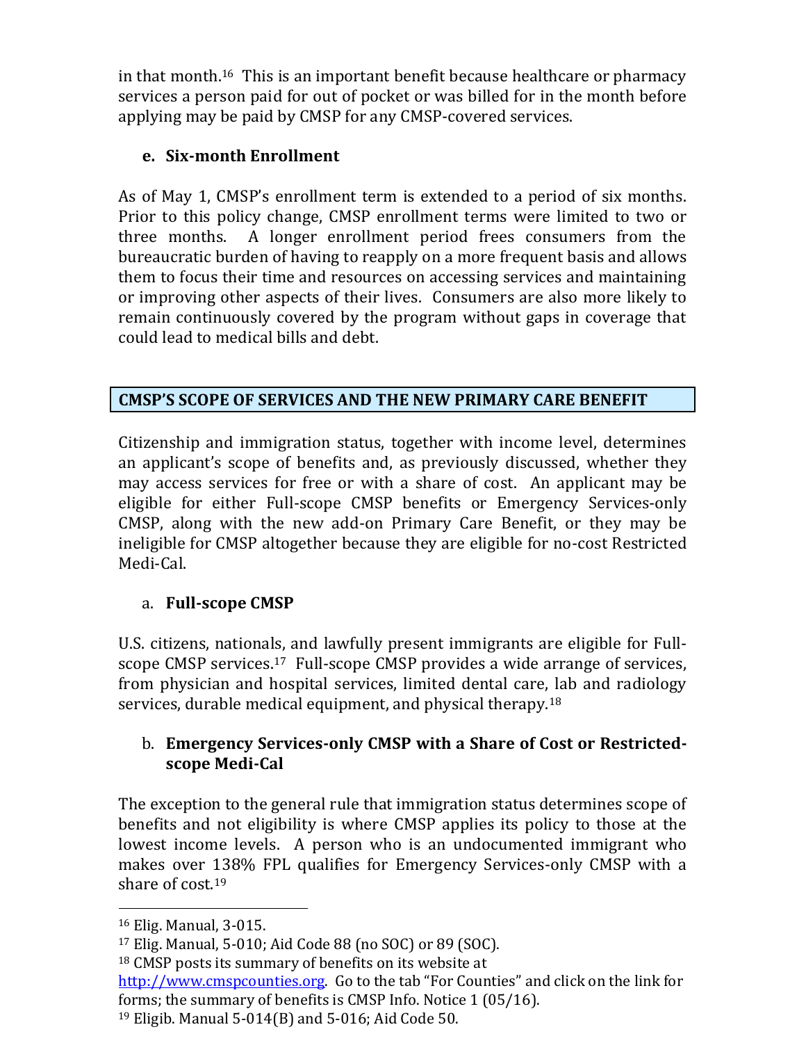in that month.[16] This is an important benefit because healthcare or pharmacy services a person paid for out of pocket or was billed for in the month before applying may be paid by CMSP for any CMSP-covered services.

### e. Six-month Enrollment

As of May 1, CMSP's enrollment term is extended to a period of six months. Prior to this policy change, CMSP enrollment terms were limited to two or three months. A longer enrollment period frees consumers from the bureaucratic burden of having to reapply on a more frequent basis and allows them to focus their time and resources on accessing services and maintaining or improving other aspects of their lives. Consumers are also more likely to remain continuously covered by the program without gaps in coverage that could lead to medical bills and debt.

## CMSP'S SCOPE OF SERVICES AND THE NEW PRIMARY CARE BENEFIT

Citizenship and immigration status, together with income level, determines an applicant's scope of benefits and, as previously discussed, whether they may access services for free or with a share of cost. An applicant may be eligible for either Full-scope CMSP benefits or Emergency Services-only CMSP, along with the new add-on Primary Care Benefit, or they may be ineligible for CMSP altogether because they are eligible for no-cost Restricted Medi-Cal.

### a. Full-scope CMSP

U.S. citizens, nationals, and lawfully present immigrants are eligible for Full-scope CMSP services.[17] Full-scope CMSP provides a wide arrange of services, from physician and hospital services, limited dental care, lab and radiology services, durable medical equipment, and physical therapy.[18]

### b. Emergency Services-only CMSP with a Share of Cost or Restricted-scope Medi-Cal

The exception to the general rule that immigration status determines scope of benefits and not eligibility is where CMSP applies its policy to those at the lowest income levels. A person who is an undocumented immigrant who makes over 138% FPL qualifies for Emergency Services-only CMSP with a share of cost.[19]

---

[16] Elig. Manual, 3-015.

[17] Elig. Manual, 5-010; Aid Code 88 (no SOC) or 89 (SOC).

[18] CMSP posts its summary of benefits on its website at http://www.cmspcounties.org. Go to the tab "For Counties" and click on the link for forms; the summary of benefits is CMSP Info. Notice 1 (05/16).

[19] Eligib. Manual 5-014(B) and 5-016; Aid Code 50.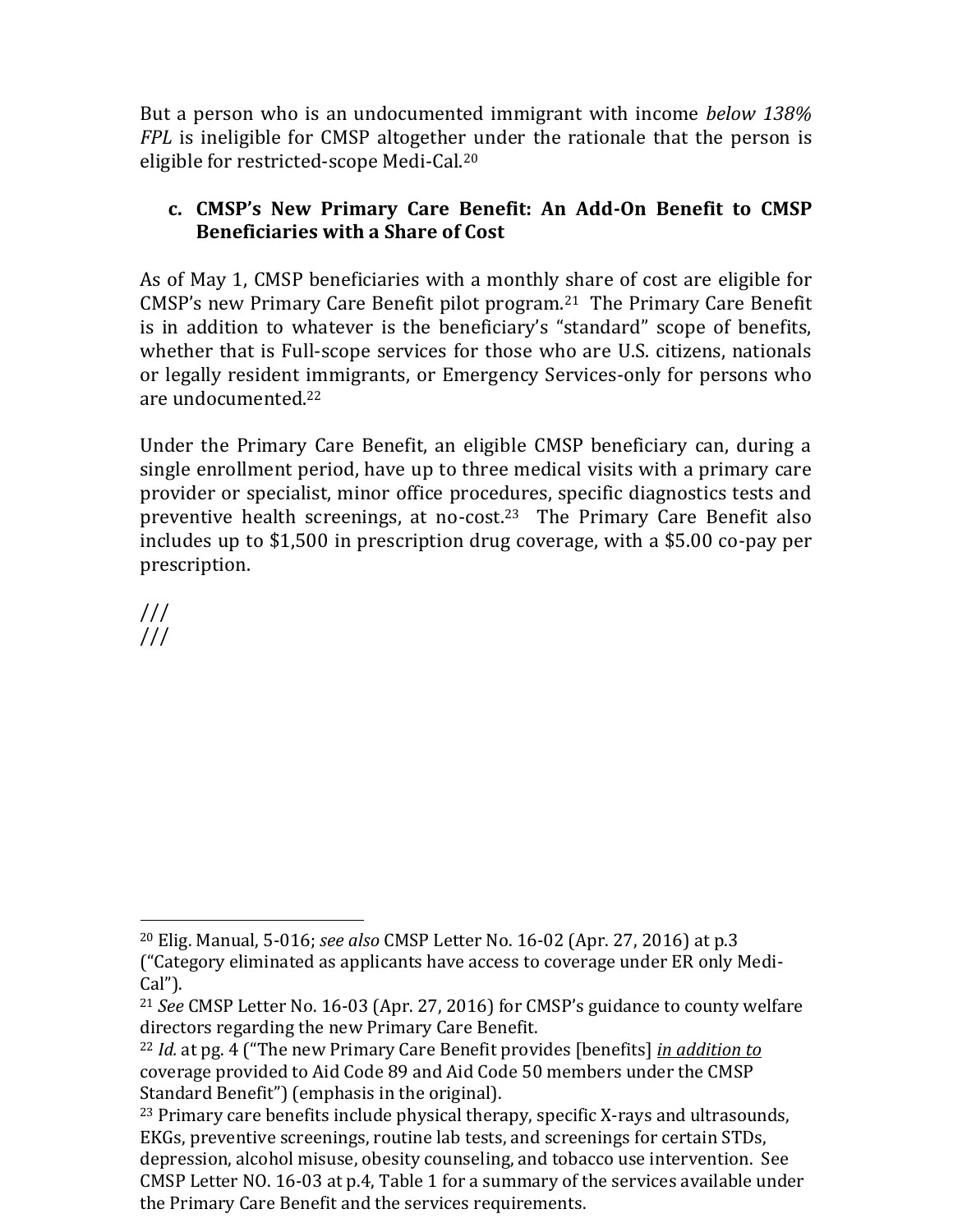But a person who is an undocumented immigrant with income *below 138% FPL* is ineligible for CMSP altogether under the rationale that the person is eligible for restricted-scope Medi-Cal.[20]

### c. CMSP's New Primary Care Benefit: An Add-On Benefit to CMSP Beneficiaries with a Share of Cost

As of May 1, CMSP beneficiaries with a monthly share of cost are eligible for CMSP's new Primary Care Benefit pilot program.[21] The Primary Care Benefit is in addition to whatever is the beneficiary's "standard" scope of benefits, whether that is Full-scope services for those who are U.S. citizens, nationals or legally resident immigrants, or Emergency Services-only for persons who are undocumented.[22]

Under the Primary Care Benefit, an eligible CMSP beneficiary can, during a single enrollment period, have up to three medical visits with a primary care provider or specialist, minor office procedures, specific diagnostics tests and preventive health screenings, at no-cost.[23] The Primary Care Benefit also includes up to $1,500 in prescription drug coverage, with a $5.00 co-pay per prescription.

///
///

---

[20] Elig. Manual, 5-016; *see also* CMSP Letter No. 16-02 (Apr. 27, 2016) at p.3 ("Category eliminated as applicants have access to coverage under ER only Medi-Cal").

[21] *See* CMSP Letter No. 16-03 (Apr. 27, 2016) for CMSP's guidance to county welfare directors regarding the new Primary Care Benefit.

[22] *Id.* at pg. 4 ("The new Primary Care Benefit provides [benefits] ***in addition to*** coverage provided to Aid Code 89 and Aid Code 50 members under the CMSP Standard Benefit") (emphasis in the original).

[23] Primary care benefits include physical therapy, specific X-rays and ultrasounds, EKGs, preventive screenings, routine lab tests, and screenings for certain STDs, depression, alcohol misuse, obesity counseling, and tobacco use intervention. See CMSP Letter NO. 16-03 at p.4, Table 1 for a summary of the services available under the Primary Care Benefit and the services requirements.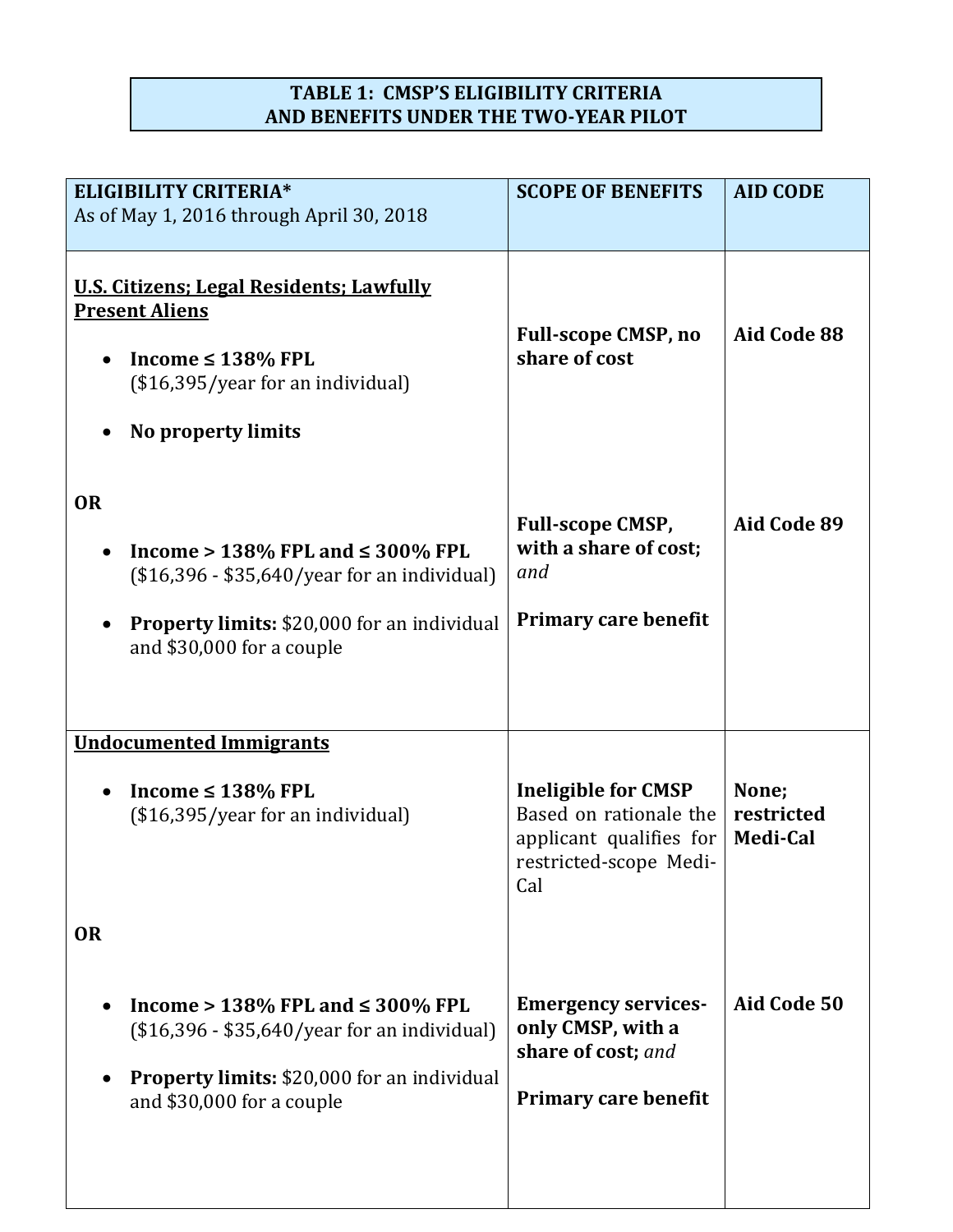**TABLE 1: CMSP'S ELIGIBILITY CRITERIA AND BENEFITS UNDER THE TWO-YEAR PILOT**

| **ELIGIBILITY CRITERIA*** As of May 1, 2016 through April 30, 2018 | **SCOPE OF BENEFITS** | **AID CODE** |
|---|---|---|
| **U.S. Citizens; Legal Residents; Lawfully Present Aliens**<br><br>• **Income ≤ 138% FPL** ($16,395/year for an individual)<br><br>• **No property limits** | **Full-scope CMSP, no share of cost** | **Aid Code 88** |
| **OR**<br><br>• **Income > 138% FPL and ≤ 300% FPL** ($16,396 - $35,640/year for an individual)<br><br>• **Property limits:** $20,000 for an individual and $30,000 for a couple | **Full-scope CMSP, with a share of cost;** *and*<br><br>**Primary care benefit** | **Aid Code 89** |
| **Undocumented Immigrants**<br><br>• **Income ≤ 138% FPL** ($16,395/year for an individual) | **Ineligible for CMSP** Based on rationale the applicant qualifies for restricted-scope Medi-Cal | **None; restricted Medi-Cal** |
| **OR**<br><br>• **Income > 138% FPL and ≤ 300% FPL** ($16,396 - $35,640/year for an individual)<br><br>• **Property limits:** $20,000 for an individual and $30,000 for a couple | **Emergency services-only CMSP, with a share of cost;** *and*<br><br>**Primary care benefit** | **Aid Code 50** |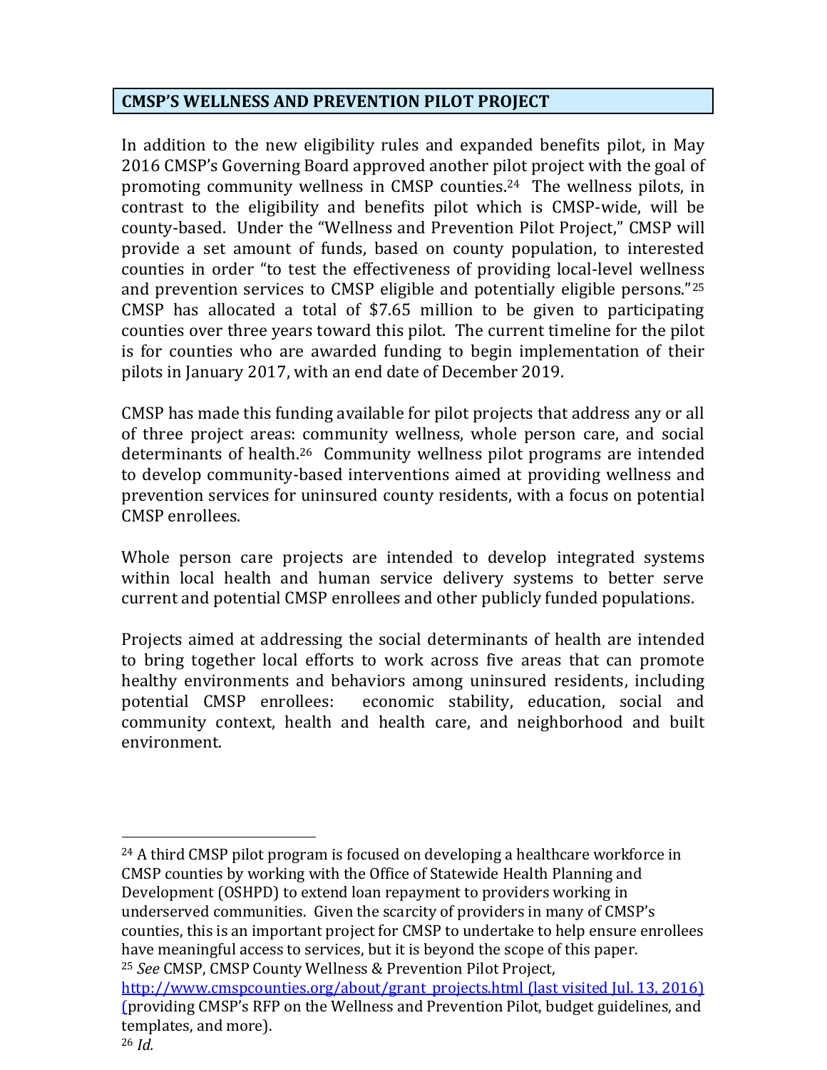## CMSP'S WELLNESS AND PREVENTION PILOT PROJECT

In addition to the new eligibility rules and expanded benefits pilot, in May 2016 CMSP's Governing Board approved another pilot project with the goal of promoting community wellness in CMSP counties.[24] The wellness pilots, in contrast to the eligibility and benefits pilot which is CMSP-wide, will be county-based. Under the "Wellness and Prevention Pilot Project," CMSP will provide a set amount of funds, based on county population, to interested counties in order "to test the effectiveness of providing local-level wellness and prevention services to CMSP eligible and potentially eligible persons."[25] CMSP has allocated a total of $7.65 million to be given to participating counties over three years toward this pilot. The current timeline for the pilot is for counties who are awarded funding to begin implementation of their pilots in January 2017, with an end date of December 2019.

CMSP has made this funding available for pilot projects that address any or all of three project areas: community wellness, whole person care, and social determinants of health.[26] Community wellness pilot programs are intended to develop community-based interventions aimed at providing wellness and prevention services for uninsured county residents, with a focus on potential CMSP enrollees.

Whole person care projects are intended to develop integrated systems within local health and human service delivery systems to better serve current and potential CMSP enrollees and other publicly funded populations.

Projects aimed at addressing the social determinants of health are intended to bring together local efforts to work across five areas that can promote healthy environments and behaviors among uninsured residents, including potential CMSP enrollees: economic stability, education, social and community context, health and health care, and neighborhood and built environment.

---

[24] A third CMSP pilot program is focused on developing a healthcare workforce in CMSP counties by working with the Office of Statewide Health Planning and Development (OSHPD) to extend loan repayment to providers working in underserved communities. Given the scarcity of providers in many of CMSP's counties, this is an important project for CMSP to undertake to help ensure enrollees have meaningful access to services, but it is beyond the scope of this paper.

[25] *See* CMSP, CMSP County Wellness & Prevention Pilot Project, http://www.cmspcounties.org/about/grant_projects.html (last visited Jul. 13, 2016) (providing CMSP's RFP on the Wellness and Prevention Pilot, budget guidelines, and templates, and more).

[26] *Id.*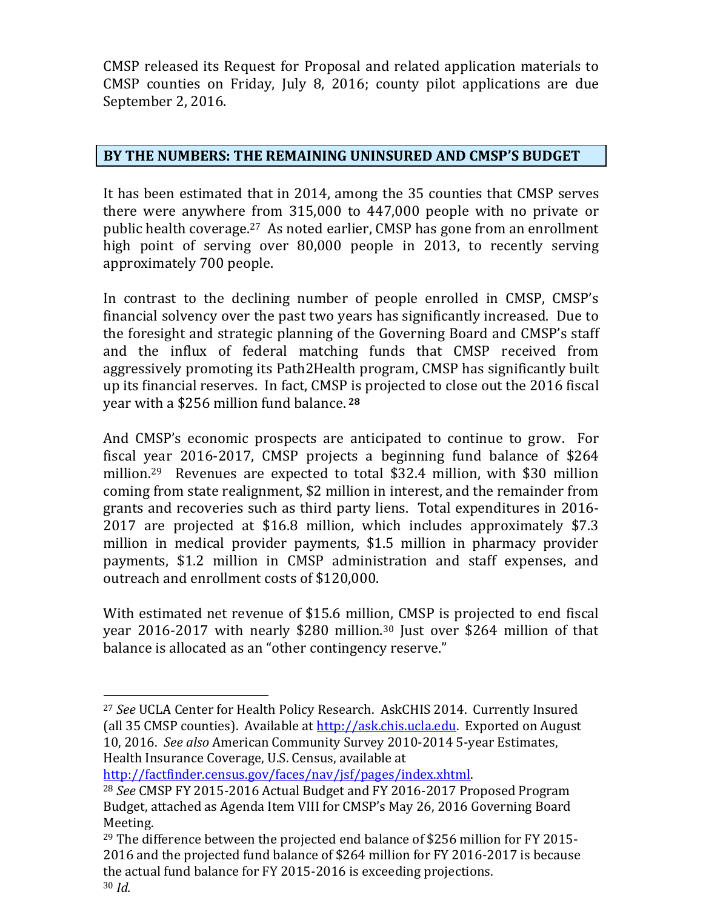CMSP released its Request for Proposal and related application materials to CMSP counties on Friday, July 8, 2016; county pilot applications are due September 2, 2016.

## BY THE NUMBERS: THE REMAINING UNINSURED AND CMSP'S BUDGET

It has been estimated that in 2014, among the 35 counties that CMSP serves there were anywhere from 315,000 to 447,000 people with no private or public health coverage.[27] As noted earlier, CMSP has gone from an enrollment high point of serving over 80,000 people in 2013, to recently serving approximately 700 people.

In contrast to the declining number of people enrolled in CMSP, CMSP's financial solvency over the past two years has significantly increased. Due to the foresight and strategic planning of the Governing Board and CMSP's staff and the influx of federal matching funds that CMSP received from aggressively promoting its Path2Health program, CMSP has significantly built up its financial reserves. In fact, CMSP is projected to close out the 2016 fiscal year with a $256 million fund balance.[28]

And CMSP's economic prospects are anticipated to continue to grow. For fiscal year 2016-2017, CMSP projects a beginning fund balance of $264 million.[29] Revenues are expected to total $32.4 million, with $30 million coming from state realignment, $2 million in interest, and the remainder from grants and recoveries such as third party liens. Total expenditures in 2016-2017 are projected at $16.8 million, which includes approximately $7.3 million in medical provider payments, $1.5 million in pharmacy provider payments, $1.2 million in CMSP administration and staff expenses, and outreach and enrollment costs of $120,000.

With estimated net revenue of $15.6 million, CMSP is projected to end fiscal year 2016-2017 with nearly $280 million.[30] Just over $264 million of that balance is allocated as an "other contingency reserve."

---

[27] *See* UCLA Center for Health Policy Research. AskCHIS 2014. Currently Insured (all 35 CMSP counties). Available at http://ask.chis.ucla.edu. Exported on August 10, 2016. *See also* American Community Survey 2010-2014 5-year Estimates, Health Insurance Coverage, U.S. Census, available at http://factfinder.census.gov/faces/nav/jsf/pages/index.xhtml.

[28] *See* CMSP FY 2015-2016 Actual Budget and FY 2016-2017 Proposed Program Budget, attached as Agenda Item VIII for CMSP's May 26, 2016 Governing Board Meeting.

[29] The difference between the projected end balance of $256 million for FY 2015-2016 and the projected fund balance of $264 million for FY 2016-2017 is because the actual fund balance for FY 2015-2016 is exceeding projections.

[30] *Id.*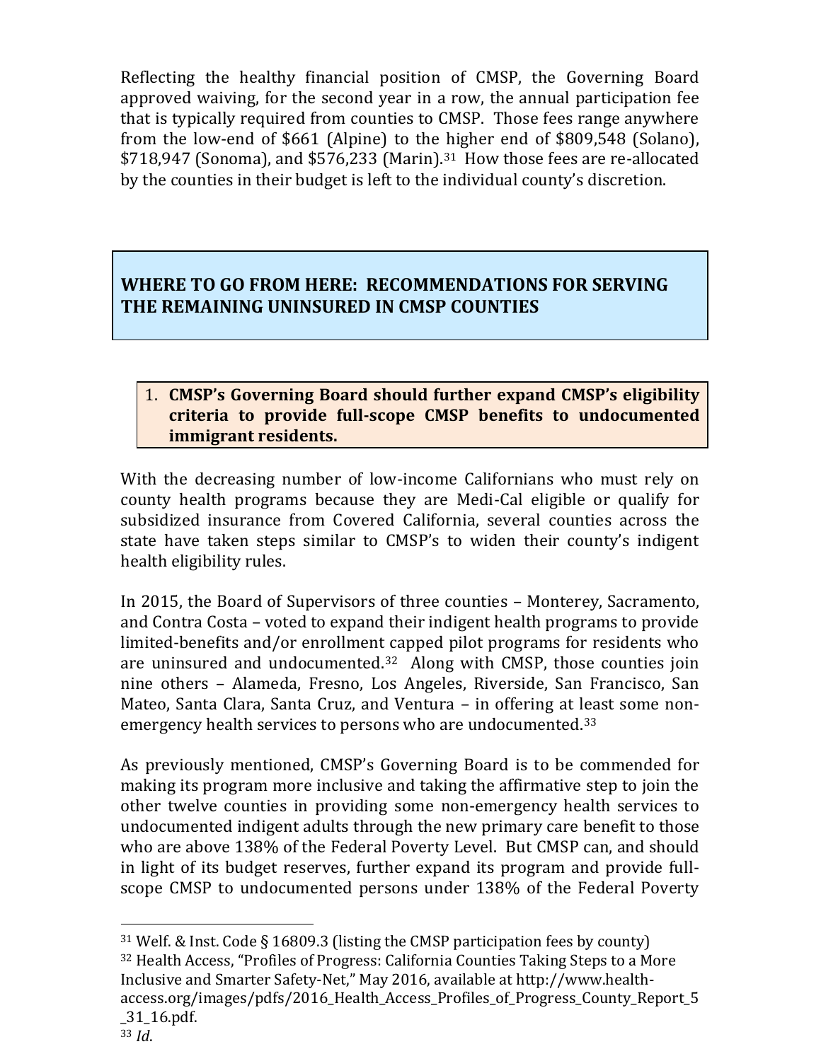Reflecting the healthy financial position of CMSP, the Governing Board approved waiving, for the second year in a row, the annual participation fee that is typically required from counties to CMSP. Those fees range anywhere from the low-end of $661 (Alpine) to the higher end of $809,548 (Solano), $718,947 (Sonoma), and $576,233 (Marin).[31] How those fees are re-allocated by the counties in their budget is left to the individual county's discretion.

## WHERE TO GO FROM HERE: RECOMMENDATIONS FOR SERVING THE REMAINING UNINSURED IN CMSP COUNTIES

### 1. CMSP's Governing Board should further expand CMSP's eligibility criteria to provide full-scope CMSP benefits to undocumented immigrant residents.

With the decreasing number of low-income Californians who must rely on county health programs because they are Medi-Cal eligible or qualify for subsidized insurance from Covered California, several counties across the state have taken steps similar to CMSP's to widen their county's indigent health eligibility rules.

In 2015, the Board of Supervisors of three counties – Monterey, Sacramento, and Contra Costa – voted to expand their indigent health programs to provide limited-benefits and/or enrollment capped pilot programs for residents who are uninsured and undocumented.[32] Along with CMSP, those counties join nine others – Alameda, Fresno, Los Angeles, Riverside, San Francisco, San Mateo, Santa Clara, Santa Cruz, and Ventura – in offering at least some non-emergency health services to persons who are undocumented.[33]

As previously mentioned, CMSP's Governing Board is to be commended for making its program more inclusive and taking the affirmative step to join the other twelve counties in providing some non-emergency health services to undocumented indigent adults through the new primary care benefit to those who are above 138% of the Federal Poverty Level. But CMSP can, and should in light of its budget reserves, further expand its program and provide full-scope CMSP to undocumented persons under 138% of the Federal Poverty

---

[31] Welf. & Inst. Code § 16809.3 (listing the CMSP participation fees by county)

[32] Health Access, "Profiles of Progress: California Counties Taking Steps to a More Inclusive and Smarter Safety-Net," May 2016, available at http://www.health-access.org/images/pdfs/2016_Health_Access_Profiles_of_Progress_County_Report_5_31_16.pdf.

[33] *Id*.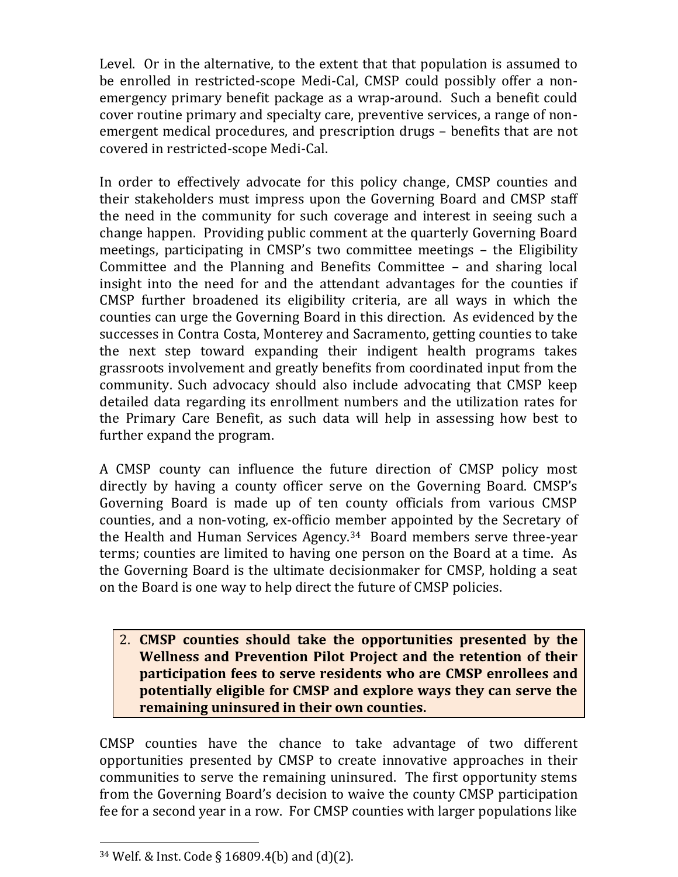Level. Or in the alternative, to the extent that that population is assumed to be enrolled in restricted-scope Medi-Cal, CMSP could possibly offer a non-emergency primary benefit package as a wrap-around. Such a benefit could cover routine primary and specialty care, preventive services, a range of non-emergent medical procedures, and prescription drugs – benefits that are not covered in restricted-scope Medi-Cal.

In order to effectively advocate for this policy change, CMSP counties and their stakeholders must impress upon the Governing Board and CMSP staff the need in the community for such coverage and interest in seeing such a change happen. Providing public comment at the quarterly Governing Board meetings, participating in CMSP's two committee meetings – the Eligibility Committee and the Planning and Benefits Committee – and sharing local insight into the need for and the attendant advantages for the counties if CMSP further broadened its eligibility criteria, are all ways in which the counties can urge the Governing Board in this direction. As evidenced by the successes in Contra Costa, Monterey and Sacramento, getting counties to take the next step toward expanding their indigent health programs takes grassroots involvement and greatly benefits from coordinated input from the community. Such advocacy should also include advocating that CMSP keep detailed data regarding its enrollment numbers and the utilization rates for the Primary Care Benefit, as such data will help in assessing how best to further expand the program.

A CMSP county can influence the future direction of CMSP policy most directly by having a county officer serve on the Governing Board. CMSP's Governing Board is made up of ten county officials from various CMSP counties, and a non-voting, ex-officio member appointed by the Secretary of the Health and Human Services Agency.[34] Board members serve three-year terms; counties are limited to having one person on the Board at a time. As the Governing Board is the ultimate decisionmaker for CMSP, holding a seat on the Board is one way to help direct the future of CMSP policies.

2. **CMSP counties should take the opportunities presented by the Wellness and Prevention Pilot Project and the retention of their participation fees to serve residents who are CMSP enrollees and potentially eligible for CMSP and explore ways they can serve the remaining uninsured in their own counties.**

CMSP counties have the chance to take advantage of two different opportunities presented by CMSP to create innovative approaches in their communities to serve the remaining uninsured. The first opportunity stems from the Governing Board's decision to waive the county CMSP participation fee for a second year in a row. For CMSP counties with larger populations like

[34] Welf. & Inst. Code § 16809.4(b) and (d)(2).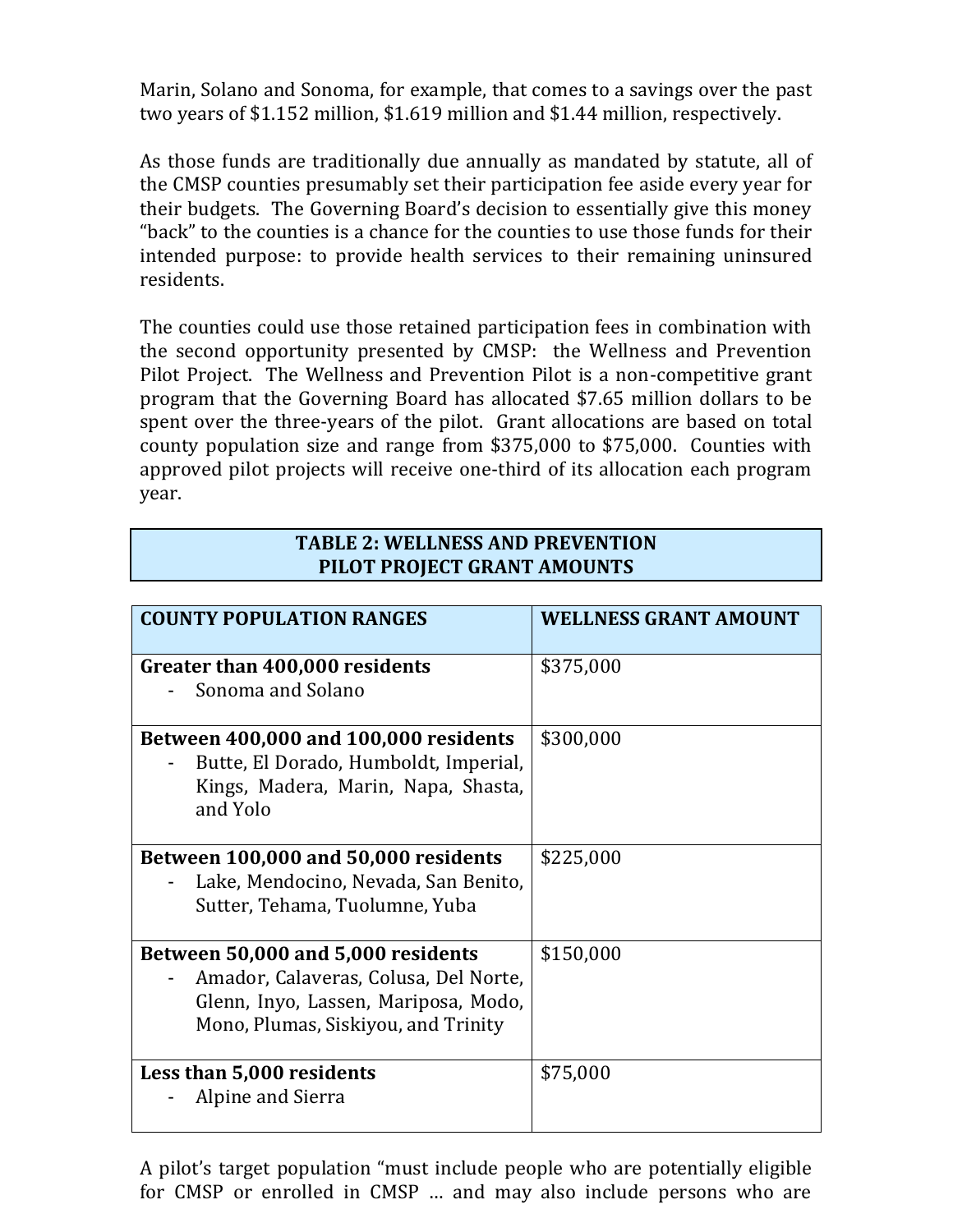Marin, Solano and Sonoma, for example, that comes to a savings over the past two years of $1.152 million, $1.619 million and $1.44 million, respectively.

As those funds are traditionally due annually as mandated by statute, all of the CMSP counties presumably set their participation fee aside every year for their budgets. The Governing Board's decision to essentially give this money "back" to the counties is a chance for the counties to use those funds for their intended purpose: to provide health services to their remaining uninsured residents.

The counties could use those retained participation fees in combination with the second opportunity presented by CMSP: the Wellness and Prevention Pilot Project. The Wellness and Prevention Pilot is a non-competitive grant program that the Governing Board has allocated $7.65 million dollars to be spent over the three-years of the pilot. Grant allocations are based on total county population size and range from $375,000 to $75,000. Counties with approved pilot projects will receive one-third of its allocation each program year.

**TABLE 2: WELLNESS AND PREVENTION PILOT PROJECT GRANT AMOUNTS**

| COUNTY POPULATION RANGES | WELLNESS GRANT AMOUNT |
|---|---|
| **Greater than 400,000 residents**<br>- Sonoma and Solano | $375,000 |
| **Between 400,000 and 100,000 residents**<br>- Butte, El Dorado, Humboldt, Imperial, Kings, Madera, Marin, Napa, Shasta, and Yolo | $300,000 |
| **Between 100,000 and 50,000 residents**<br>- Lake, Mendocino, Nevada, San Benito, Sutter, Tehama, Tuolumne, Yuba | $225,000 |
| **Between 50,000 and 5,000 residents**<br>- Amador, Calaveras, Colusa, Del Norte, Glenn, Inyo, Lassen, Mariposa, Modo, Mono, Plumas, Siskiyou, and Trinity | $150,000 |
| **Less than 5,000 residents**<br>- Alpine and Sierra | $75,000 |

A pilot's target population "must include people who are potentially eligible for CMSP or enrolled in CMSP … and may also include persons who are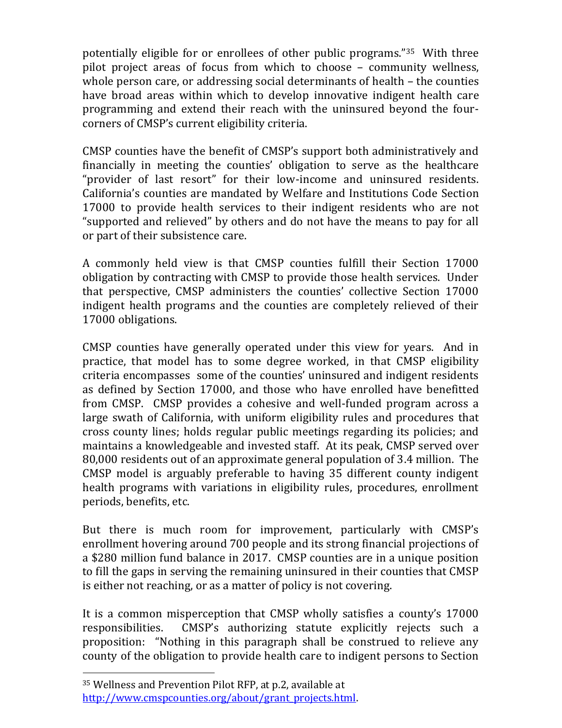potentially eligible for or enrollees of other public programs."[35] With three pilot project areas of focus from which to choose – community wellness, whole person care, or addressing social determinants of health – the counties have broad areas within which to develop innovative indigent health care programming and extend their reach with the uninsured beyond the four-corners of CMSP's current eligibility criteria.

CMSP counties have the benefit of CMSP's support both administratively and financially in meeting the counties' obligation to serve as the healthcare "provider of last resort" for their low-income and uninsured residents. California's counties are mandated by Welfare and Institutions Code Section 17000 to provide health services to their indigent residents who are not "supported and relieved" by others and do not have the means to pay for all or part of their subsistence care.

A commonly held view is that CMSP counties fulfill their Section 17000 obligation by contracting with CMSP to provide those health services. Under that perspective, CMSP administers the counties' collective Section 17000 indigent health programs and the counties are completely relieved of their 17000 obligations.

CMSP counties have generally operated under this view for years. And in practice, that model has to some degree worked, in that CMSP eligibility criteria encompasses some of the counties' uninsured and indigent residents as defined by Section 17000, and those who have enrolled have benefitted from CMSP. CMSP provides a cohesive and well-funded program across a large swath of California, with uniform eligibility rules and procedures that cross county lines; holds regular public meetings regarding its policies; and maintains a knowledgeable and invested staff. At its peak, CMSP served over 80,000 residents out of an approximate general population of 3.4 million. The CMSP model is arguably preferable to having 35 different county indigent health programs with variations in eligibility rules, procedures, enrollment periods, benefits, etc.

But there is much room for improvement, particularly with CMSP's enrollment hovering around 700 people and its strong financial projections of a $280 million fund balance in 2017. CMSP counties are in a unique position to fill the gaps in serving the remaining uninsured in their counties that CMSP is either not reaching, or as a matter of policy is not covering.

It is a common misperception that CMSP wholly satisfies a county's 17000 responsibilities. CMSP's authorizing statute explicitly rejects such a proposition: "Nothing in this paragraph shall be construed to relieve any county of the obligation to provide health care to indigent persons to Section

[35] Wellness and Prevention Pilot RFP, at p.2, available at http://www.cmspcounties.org/about/grant_projects.html.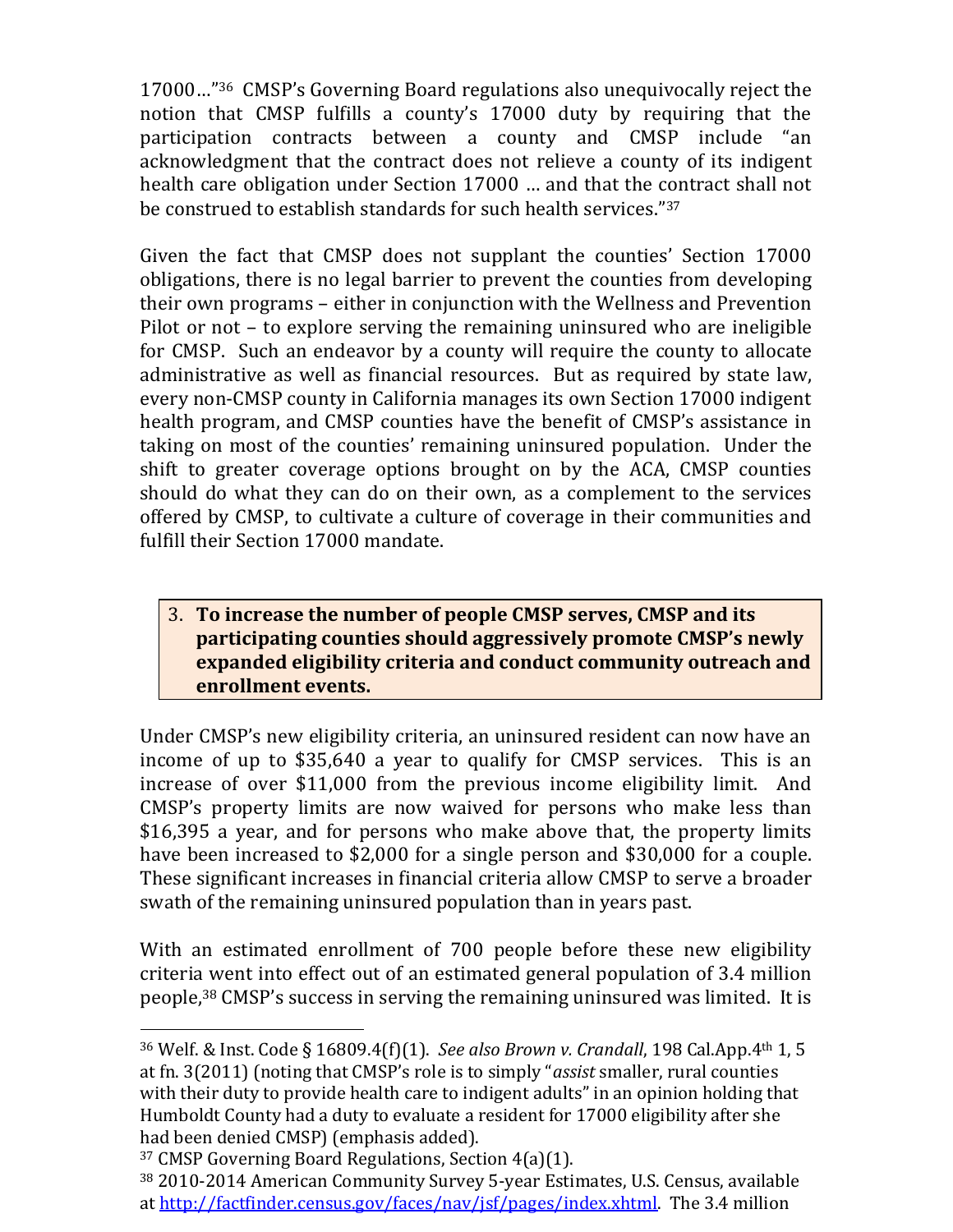17000…"[36] CMSP's Governing Board regulations also unequivocally reject the notion that CMSP fulfills a county's 17000 duty by requiring that the participation contracts between a county and CMSP include "an acknowledgment that the contract does not relieve a county of its indigent health care obligation under Section 17000 … and that the contract shall not be construed to establish standards for such health services."[37]

Given the fact that CMSP does not supplant the counties' Section 17000 obligations, there is no legal barrier to prevent the counties from developing their own programs – either in conjunction with the Wellness and Prevention Pilot or not – to explore serving the remaining uninsured who are ineligible for CMSP. Such an endeavor by a county will require the county to allocate administrative as well as financial resources. But as required by state law, every non-CMSP county in California manages its own Section 17000 indigent health program, and CMSP counties have the benefit of CMSP's assistance in taking on most of the counties' remaining uninsured population. Under the shift to greater coverage options brought on by the ACA, CMSP counties should do what they can do on their own, as a complement to the services offered by CMSP, to cultivate a culture of coverage in their communities and fulfill their Section 17000 mandate.

3. **To increase the number of people CMSP serves, CMSP and its participating counties should aggressively promote CMSP's newly expanded eligibility criteria and conduct community outreach and enrollment events.**

Under CMSP's new eligibility criteria, an uninsured resident can now have an income of up to $35,640 a year to qualify for CMSP services. This is an increase of over $11,000 from the previous income eligibility limit. And CMSP's property limits are now waived for persons who make less than $16,395 a year, and for persons who make above that, the property limits have been increased to $2,000 for a single person and $30,000 for a couple. These significant increases in financial criteria allow CMSP to serve a broader swath of the remaining uninsured population than in years past.

With an estimated enrollment of 700 people before these new eligibility criteria went into effect out of an estimated general population of 3.4 million people,[38] CMSP's success in serving the remaining uninsured was limited. It is

---

[36] Welf. & Inst. Code § 16809.4(f)(1). *See also Brown v. Crandall*, 198 Cal.App.4th 1, 5 at fn. 3(2011) (noting that CMSP's role is to simply "*assist* smaller, rural counties with their duty to provide health care to indigent adults" in an opinion holding that Humboldt County had a duty to evaluate a resident for 17000 eligibility after she had been denied CMSP) (emphasis added).

[37] CMSP Governing Board Regulations, Section 4(a)(1).

[38] 2010-2014 American Community Survey 5-year Estimates, U.S. Census, available at http://factfinder.census.gov/faces/nav/jsf/pages/index.xhtml. The 3.4 million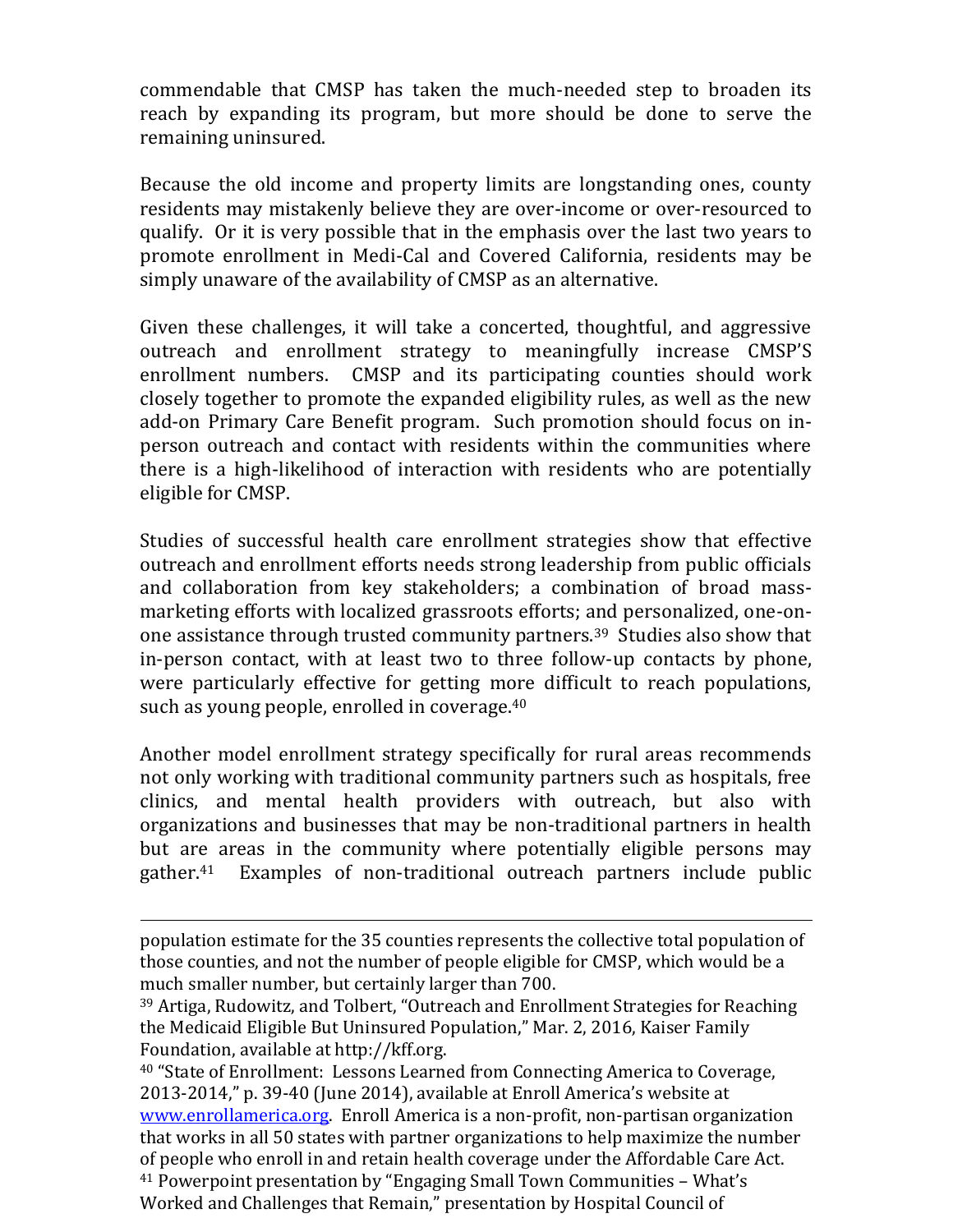commendable that CMSP has taken the much-needed step to broaden its reach by expanding its program, but more should be done to serve the remaining uninsured.

Because the old income and property limits are longstanding ones, county residents may mistakenly believe they are over-income or over-resourced to qualify. Or it is very possible that in the emphasis over the last two years to promote enrollment in Medi-Cal and Covered California, residents may be simply unaware of the availability of CMSP as an alternative.

Given these challenges, it will take a concerted, thoughtful, and aggressive outreach and enrollment strategy to meaningfully increase CMSP'S enrollment numbers. CMSP and its participating counties should work closely together to promote the expanded eligibility rules, as well as the new add-on Primary Care Benefit program. Such promotion should focus on in-person outreach and contact with residents within the communities where there is a high-likelihood of interaction with residents who are potentially eligible for CMSP.

Studies of successful health care enrollment strategies show that effective outreach and enrollment efforts needs strong leadership from public officials and collaboration from key stakeholders; a combination of broad mass-marketing efforts with localized grassroots efforts; and personalized, one-on-one assistance through trusted community partners.[39] Studies also show that in-person contact, with at least two to three follow-up contacts by phone, were particularly effective for getting more difficult to reach populations, such as young people, enrolled in coverage.[40]

Another model enrollment strategy specifically for rural areas recommends not only working with traditional community partners such as hospitals, free clinics, and mental health providers with outreach, but also with organizations and businesses that may be non-traditional partners in health but are areas in the community where potentially eligible persons may gather.[41] Examples of non-traditional outreach partners include public

---

population estimate for the 35 counties represents the collective total population of those counties, and not the number of people eligible for CMSP, which would be a much smaller number, but certainly larger than 700.

[39] Artiga, Rudowitz, and Tolbert, "Outreach and Enrollment Strategies for Reaching the Medicaid Eligible But Uninsured Population," Mar. 2, 2016, Kaiser Family Foundation, available at http://kff.org.

[40] "State of Enrollment: Lessons Learned from Connecting America to Coverage, 2013-2014," p. 39-40 (June 2014), available at Enroll America's website at www.enrollamerica.org. Enroll America is a non-profit, non-partisan organization that works in all 50 states with partner organizations to help maximize the number of people who enroll in and retain health coverage under the Affordable Care Act.

[41] Powerpoint presentation by "Engaging Small Town Communities – What's Worked and Challenges that Remain," presentation by Hospital Council of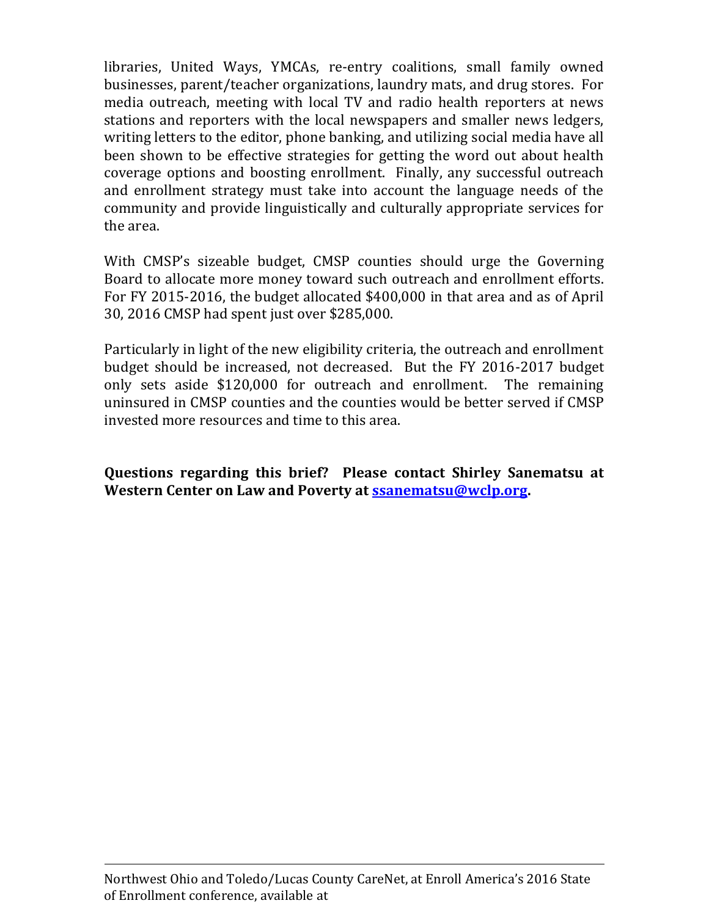libraries, United Ways, YMCAs, re-entry coalitions, small family owned businesses, parent/teacher organizations, laundry mats, and drug stores. For media outreach, meeting with local TV and radio health reporters at news stations and reporters with the local newspapers and smaller news ledgers, writing letters to the editor, phone banking, and utilizing social media have all been shown to be effective strategies for getting the word out about health coverage options and boosting enrollment. Finally, any successful outreach and enrollment strategy must take into account the language needs of the community and provide linguistically and culturally appropriate services for the area.

With CMSP's sizeable budget, CMSP counties should urge the Governing Board to allocate more money toward such outreach and enrollment efforts. For FY 2015-2016, the budget allocated $400,000 in that area and as of April 30, 2016 CMSP had spent just over $285,000.

Particularly in light of the new eligibility criteria, the outreach and enrollment budget should be increased, not decreased. But the FY 2016-2017 budget only sets aside $120,000 for outreach and enrollment. The remaining uninsured in CMSP counties and the counties would be better served if CMSP invested more resources and time to this area.

**Questions regarding this brief? Please contact Shirley Sanematsu at Western Center on Law and Poverty at [ssanematsu@wclp.org](mailto:ssanematsu@wclp.org).**

---

Northwest Ohio and Toledo/Lucas County CareNet, at Enroll America's 2016 State of Enrollment conference, available at